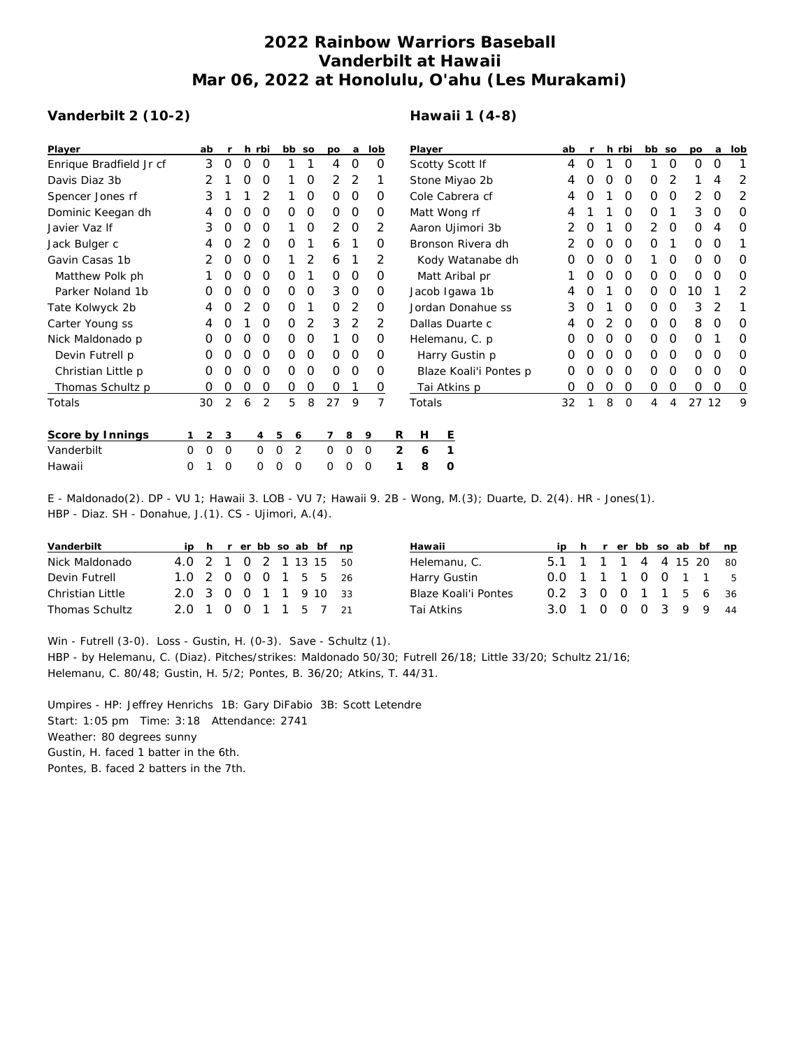# 2022 Rainbow Warriors Baseball
# Vanderbilt at Hawaii
# Mar 06, 2022 at Honolulu, O'ahu (Les Murakami)

## Vanderbilt 2 (10-2)

| Player | ab | r | h | rbi | bb | so | po | a | lob |
|---|---|---|---|---|---|---|---|---|---|
| Enrique Bradfield Jr cf | 3 | 0 | 0 | 0 | 1 | 1 | 4 | 0 | 0 |
| Davis Diaz 3b | 2 | 1 | 0 | 0 | 1 | 0 | 2 | 2 | 1 |
| Spencer Jones rf | 3 | 1 | 1 | 2 | 1 | 0 | 0 | 0 | 0 |
| Dominic Keegan dh | 4 | 0 | 0 | 0 | 0 | 0 | 0 | 0 | 0 |
| Javier Vaz lf | 3 | 0 | 0 | 0 | 1 | 0 | 2 | 0 | 2 |
| Jack Bulger c | 4 | 0 | 2 | 0 | 0 | 1 | 6 | 1 | 0 |
| Gavin Casas 1b | 2 | 0 | 0 | 0 | 1 | 2 | 6 | 1 | 2 |
| Matthew Polk ph | 1 | 0 | 0 | 0 | 0 | 1 | 0 | 0 | 0 |
| Parker Noland 1b | 0 | 0 | 0 | 0 | 0 | 0 | 3 | 0 | 0 |
| Tate Kolwyck 2b | 4 | 0 | 2 | 0 | 0 | 1 | 0 | 2 | 0 |
| Carter Young ss | 4 | 0 | 1 | 0 | 0 | 2 | 3 | 2 | 2 |
| Nick Maldonado p | 0 | 0 | 0 | 0 | 0 | 0 | 1 | 0 | 0 |
| Devin Futrell p | 0 | 0 | 0 | 0 | 0 | 0 | 0 | 0 | 0 |
| Christian Little p | 0 | 0 | 0 | 0 | 0 | 0 | 0 | 0 | 0 |
| Thomas Schultz p | 0 | 0 | 0 | 0 | 0 | 0 | 0 | 1 | 0 |
| Totals | 30 | 2 | 6 | 2 | 5 | 8 | 27 | 9 | 7 |

## Hawaii 1 (4-8)

| Player | ab | r | h | rbi | bb | so | po | a | lob |
|---|---|---|---|---|---|---|---|---|---|
| Scotty Scott lf | 4 | 0 | 1 | 0 | 1 | 0 | 0 | 0 | 1 |
| Stone Miyao 2b | 4 | 0 | 0 | 0 | 0 | 2 | 1 | 4 | 2 |
| Cole Cabrera cf | 4 | 0 | 1 | 0 | 0 | 0 | 2 | 0 | 2 |
| Matt Wong rf | 4 | 1 | 1 | 0 | 0 | 1 | 3 | 0 | 0 |
| Aaron Ujimori 3b | 2 | 0 | 1 | 0 | 2 | 0 | 0 | 4 | 0 |
| Bronson Rivera dh | 2 | 0 | 0 | 0 | 0 | 1 | 0 | 0 | 1 |
| Kody Watanabe dh | 0 | 0 | 0 | 0 | 1 | 0 | 0 | 0 | 0 |
| Matt Aribal pr | 1 | 0 | 0 | 0 | 0 | 0 | 0 | 0 | 0 |
| Jacob Igawa 1b | 4 | 0 | 1 | 0 | 0 | 0 | 10 | 1 | 2 |
| Jordan Donahue ss | 3 | 0 | 1 | 0 | 0 | 0 | 3 | 2 | 1 |
| Dallas Duarte c | 4 | 0 | 2 | 0 | 0 | 0 | 8 | 0 | 0 |
| Helemanu, C. p | 0 | 0 | 0 | 0 | 0 | 0 | 0 | 1 | 0 |
| Harry Gustin p | 0 | 0 | 0 | 0 | 0 | 0 | 0 | 0 | 0 |
| Blaze Koali'i Pontes p | 0 | 0 | 0 | 0 | 0 | 0 | 0 | 0 | 0 |
| Tai Atkins p | 0 | 0 | 0 | 0 | 0 | 0 | 0 | 0 | 0 |
| Totals | 32 | 1 | 8 | 0 | 4 | 4 | 27 | 12 | 9 |

| Score by Innings | 1 | 2 | 3 | 4 | 5 | 6 | 7 | 8 | 9 | R | H | E |
|---|---|---|---|---|---|---|---|---|---|---|---|---|
| Vanderbilt | 0 | 0 | 0 | 0 | 0 | 2 | 0 | 0 | 0 | 2 | 6 | 1 |
| Hawaii | 0 | 1 | 0 | 0 | 0 | 0 | 0 | 0 | 0 | 1 | 8 | 0 |

E - Maldonado(2). DP - VU 1; Hawaii 3. LOB - VU 7; Hawaii 9. 2B - Wong, M.(3); Duarte, D. 2(4). HR - Jones(1).
HBP - Diaz. SH - Donahue, J.(1). CS - Ujimori, A.(4).

| Vanderbilt | ip | h | r | er | bb | so | ab | bf | np |
|---|---|---|---|---|---|---|---|---|---|
| Nick Maldonado | 4.0 | 2 | 1 | 0 | 2 | 1 | 13 | 15 | 50 |
| Devin Futrell | 1.0 | 2 | 0 | 0 | 0 | 1 | 5 | 5 | 26 |
| Christian Little | 2.0 | 3 | 0 | 0 | 1 | 1 | 9 | 10 | 33 |
| Thomas Schultz | 2.0 | 1 | 0 | 0 | 1 | 1 | 5 | 7 | 21 |

| Hawaii | ip | h | r | er | bb | so | ab | bf | np |
|---|---|---|---|---|---|---|---|---|---|
| Helemanu, C. | 5.1 | 1 | 1 | 1 | 4 | 4 | 15 | 20 | 80 |
| Harry Gustin | 0.0 | 1 | 1 | 1 | 0 | 0 | 1 | 1 | 5 |
| Blaze Koali'i Pontes | 0.2 | 3 | 0 | 0 | 1 | 1 | 5 | 6 | 36 |
| Tai Atkins | 3.0 | 1 | 0 | 0 | 0 | 3 | 9 | 9 | 44 |

Win - Futrell (3-0). Loss - Gustin, H. (0-3). Save - Schultz (1).
HBP - by Helemanu, C. (Diaz). Pitches/strikes: Maldonado 50/30; Futrell 26/18; Little 33/20; Schultz 21/16;
Helemanu, C. 80/48; Gustin, H. 5/2; Pontes, B. 36/20; Atkins, T. 44/31.

Umpires - HP: Jeffrey Henrichs 1B: Gary DiFabio 3B: Scott Letendre
Start: 1:05 pm Time: 3:18 Attendance: 2741
Weather: 80 degrees sunny
Gustin, H. faced 1 batter in the 6th.
Pontes, B. faced 2 batters in the 7th.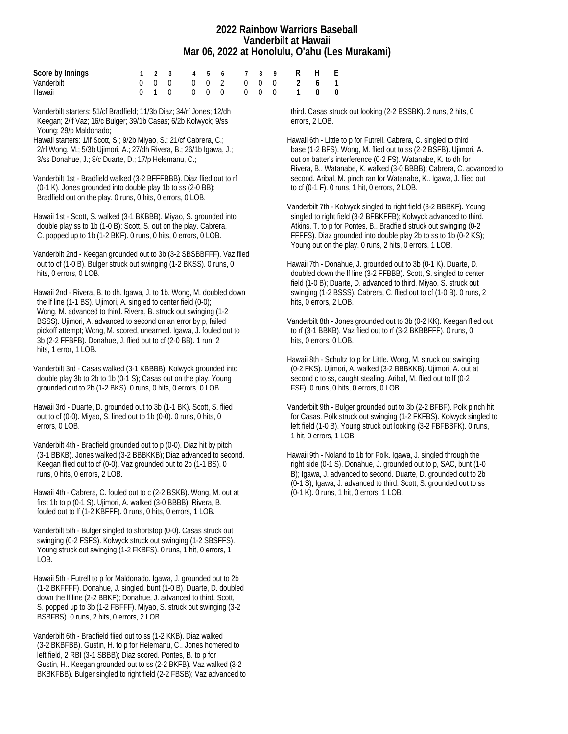# 2022 Rainbow Warriors Baseball
## Vanderbilt at Hawaii
## Mar 06, 2022 at Honolulu, O'ahu (Les Murakami)

| Score by Innings | 1 | 2 | 3 | 4 | 5 | 6 | 7 | 8 | 9 | R | H | E |
|---|---|---|---|---|---|---|---|---|---|---|---|---|
| Vanderbilt | 0 | 0 | 0 | 0 | 0 | 2 | 0 | 0 | 0 | 2 | 6 | 1 |
| Hawaii | 0 | 1 | 0 | 0 | 0 | 0 | 0 | 0 | 0 | 1 | 8 | 0 |

Vanderbilt starters: 51/cf Bradfield; 11/3b Diaz; 34/rf Jones; 12/dh Keegan; 2/lf Vaz; 16/c Bulger; 39/1b Casas; 6/2b Kolwyck; 9/ss Young; 29/p Maldonado;

Hawaii starters: 1/lf Scott, S.; 9/2b Miyao, S.; 21/cf Cabrera, C.; 2/rf Wong, M.; 5/3b Ujimori, A.; 27/dh Rivera, B.; 26/1b Igawa, J.; 3/ss Donahue, J.; 8/c Duarte, D.; 17/p Helemanu, C.;

Vanderbilt 1st - Bradfield walked (3-2 BFFFBBB). Diaz flied out to rf (0-1 K). Jones grounded into double play 1b to ss (2-0 BB); Bradfield out on the play. 0 runs, 0 hits, 0 errors, 0 LOB.

Hawaii 1st - Scott, S. walked (3-1 BKBBB). Miyao, S. grounded into double play ss to 1b (1-0 B); Scott, S. out on the play. Cabrera, C. popped up to 1b (1-2 BKF). 0 runs, 0 hits, 0 errors, 0 LOB.

Vanderbilt 2nd - Keegan grounded out to 3b (3-2 SBSBBFFF). Vaz flied out to cf (1-0 B). Bulger struck out swinging (1-2 BKSS). 0 runs, 0 hits, 0 errors, 0 LOB.

Hawaii 2nd - Rivera, B. to dh. Igawa, J. to 1b. Wong, M. doubled down the lf line (1-1 BS). Ujimori, A. singled to center field (0-0); Wong, M. advanced to third. Rivera, B. struck out swinging (1-2 BSSS). Ujimori, A. advanced to second on an error by p, failed pickoff attempt; Wong, M. scored, unearned. Igawa, J. fouled out to 3b (2-2 FFBFB). Donahue, J. flied out to cf (2-0 BB). 1 run, 2 hits, 1 error, 1 LOB.

Vanderbilt 3rd - Casas walked (3-1 KBBBB). Kolwyck grounded into double play 3b to 2b to 1b (0-1 S); Casas out on the play. Young grounded out to 2b (1-2 BKS). 0 runs, 0 hits, 0 errors, 0 LOB.

Hawaii 3rd - Duarte, D. grounded out to 3b (1-1 BK). Scott, S. flied out to cf (0-0). Miyao, S. lined out to 1b (0-0). 0 runs, 0 hits, 0 errors, 0 LOB.

Vanderbilt 4th - Bradfield grounded out to p (0-0). Diaz hit by pitch (3-1 BBKB). Jones walked (3-2 BBBKKB); Diaz advanced to second. Keegan flied out to cf (0-0). Vaz grounded out to 2b (1-1 BS). 0 runs, 0 hits, 0 errors, 2 LOB.

Hawaii 4th - Cabrera, C. fouled out to c (2-2 BSKB). Wong, M. out at first 1b to p (0-1 S). Ujimori, A. walked (3-0 BBBB). Rivera, B. fouled out to lf (1-2 KBFFF). 0 runs, 0 hits, 0 errors, 1 LOB.

Vanderbilt 5th - Bulger singled to shortstop (0-0). Casas struck out swinging (0-2 FSFS). Kolwyck struck out swinging (1-2 SBSFFS). Young struck out swinging (1-2 FKBFS). 0 runs, 1 hit, 0 errors, 1 LOB.

Hawaii 5th - Futrell to p for Maldonado. Igawa, J. grounded out to 2b (1-2 BKFFFF). Donahue, J. singled, bunt (1-0 B). Duarte, D. doubled down the lf line (2-2 BBKF); Donahue, J. advanced to third. Scott, S. popped up to 3b (1-2 FBFFF). Miyao, S. struck out swinging (3-2 BSBFBS). 0 runs, 2 hits, 0 errors, 2 LOB.

Vanderbilt 6th - Bradfield flied out to ss (1-2 KKB). Diaz walked (3-2 BKBFFBB). Gustin, H. to p for Helemanu, C.. Jones homered to left field, 2 RBI (3-1 SBBB); Diaz scored. Pontes, B. to p for Gustin, H.. Keegan grounded out to ss (2-2 BKFB). Vaz walked (3-2 BKBKFBB). Bulger singled to right field (2-2 FBSB); Vaz advanced to third. Casas struck out looking (2-2 BSSBK). 2 runs, 2 hits, 0 errors, 2 LOB.

Hawaii 6th - Little to p for Futrell. Cabrera, C. singled to third base (1-2 BFS). Wong, M. flied out to ss (2-2 BSFB). Ujimori, A. out on batter's interference (0-2 FS). Watanabe, K. to dh for Rivera, B.. Watanabe, K. walked (3-0 BBBB); Cabrera, C. advanced to second. Aribal, M. pinch ran for Watanabe, K.. Igawa, J. flied out to cf (0-1 F). 0 runs, 1 hit, 0 errors, 2 LOB.

Vanderbilt 7th - Kolwyck singled to right field (3-2 BBBKF). Young singled to right field (3-2 BFBKFFB); Kolwyck advanced to third. Atkins, T. to p for Pontes, B.. Bradfield struck out swinging (0-2 FFFFS). Diaz grounded into double play 2b to ss to 1b (0-2 KS); Young out on the play. 0 runs, 2 hits, 0 errors, 1 LOB.

Hawaii 7th - Donahue, J. grounded out to 3b (0-1 K). Duarte, D. doubled down the lf line (3-2 FFBBB). Scott, S. singled to center field (1-0 B); Duarte, D. advanced to third. Miyao, S. struck out swinging (1-2 BSSS). Cabrera, C. flied out to cf (1-0 B). 0 runs, 2 hits, 0 errors, 2 LOB.

Vanderbilt 8th - Jones grounded out to 3b (0-2 KK). Keegan flied out to rf (3-1 BBKB). Vaz flied out to rf (3-2 BKBBFFF). 0 runs, 0 hits, 0 errors, 0 LOB.

Hawaii 8th - Schultz to p for Little. Wong, M. struck out swinging (0-2 FKS). Ujimori, A. walked (3-2 BBBKKB). Ujimori, A. out at second c to ss, caught stealing. Aribal, M. flied out to lf (0-2 FSF). 0 runs, 0 hits, 0 errors, 0 LOB.

Vanderbilt 9th - Bulger grounded out to 3b (2-2 BFBF). Polk pinch hit for Casas. Polk struck out swinging (1-2 FKFBS). Kolwyck singled to left field (1-0 B). Young struck out looking (3-2 FBFBBFK). 0 runs, 1 hit, 0 errors, 1 LOB.

Hawaii 9th - Noland to 1b for Polk. Igawa, J. singled through the right side (0-1 S). Donahue, J. grounded out to p, SAC, bunt (1-0 B); Igawa, J. advanced to second. Duarte, D. grounded out to 2b (0-1 S); Igawa, J. advanced to third. Scott, S. grounded out to ss (0-1 K). 0 runs, 1 hit, 0 errors, 1 LOB.